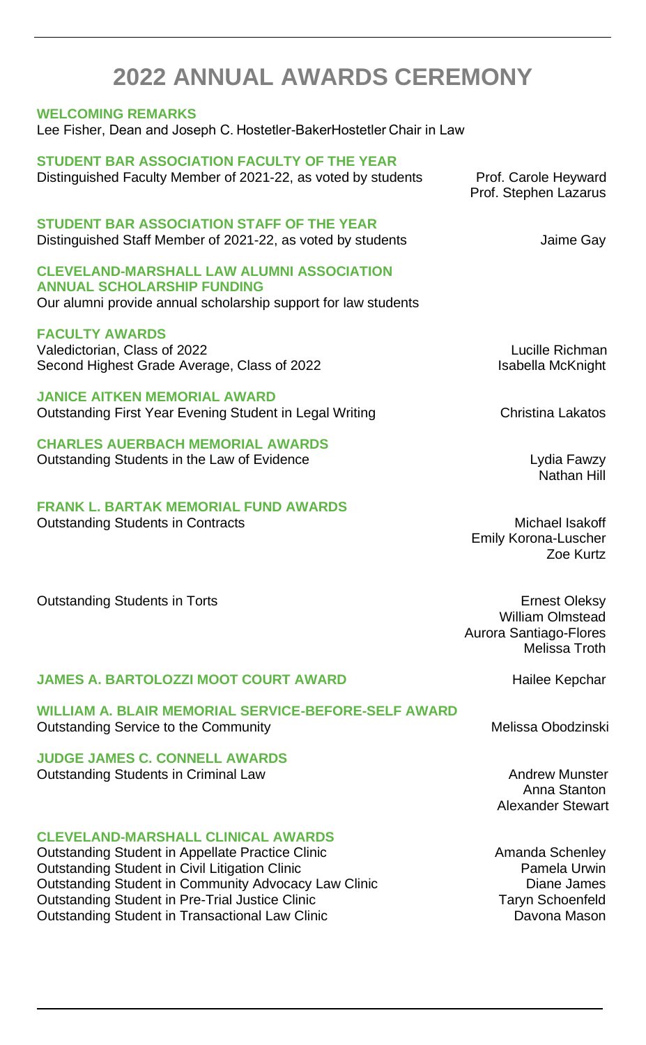# 2022 ANNUAL AWARDS CEREMONY

### WELCOMING REMARKS

Lee Fisher, Dean and Joseph C. Hostetler-BakerHostetler Chair in Law

### STUDENT BAR ASSOCIATION FACULTY OF THE YEAR

Distinguished Faculty Member of 2021-22, as voted by students — Prof. Carole Heyward, Prof. Stephen Lazarus

### STUDENT BAR ASSOCIATION STAFF OF THE YEAR

Distinguished Staff Member of 2021-22, as voted by students — Jaime Gay

### CLEVELAND-MARSHALL LAW ALUMNI ASSOCIATION ANNUAL SCHOLARSHIP FUNDING

Our alumni provide annual scholarship support for law students

### FACULTY AWARDS

Valedictorian, Class of 2022 — Lucille Richman

Second Highest Grade Average, Class of 2022 — Isabella McKnight

### JANICE AITKEN MEMORIAL AWARD

Outstanding First Year Evening Student in Legal Writing — Christina Lakatos

### CHARLES AUERBACH MEMORIAL AWARDS

Outstanding Students in the Law of Evidence — Lydia Fawzy, Nathan Hill

### FRANK L. BARTAK MEMORIAL FUND AWARDS

Outstanding Students in Contracts — Michael Isakoff, Emily Korona-Luscher, Zoe Kurtz

Outstanding Students in Torts — Ernest Oleksy, William Olmstead, Aurora Santiago-Flores, Melissa Troth

### JAMES A. BARTOLOZZI MOOT COURT AWARD

Hailee Kepchar

### WILLIAM A. BLAIR MEMORIAL SERVICE-BEFORE-SELF AWARD

Outstanding Service to the Community — Melissa Obodzinski

### JUDGE JAMES C. CONNELL AWARDS

Outstanding Students in Criminal Law — Andrew Munster, Anna Stanton, Alexander Stewart

### CLEVELAND-MARSHALL CLINICAL AWARDS

Outstanding Student in Appellate Practice Clinic — Amanda Schenley

Outstanding Student in Civil Litigation Clinic — Pamela Urwin

Outstanding Student in Community Advocacy Law Clinic — Diane James

Outstanding Student in Pre-Trial Justice Clinic — Taryn Schoenfeld

Outstanding Student in Transactional Law Clinic — Davona Mason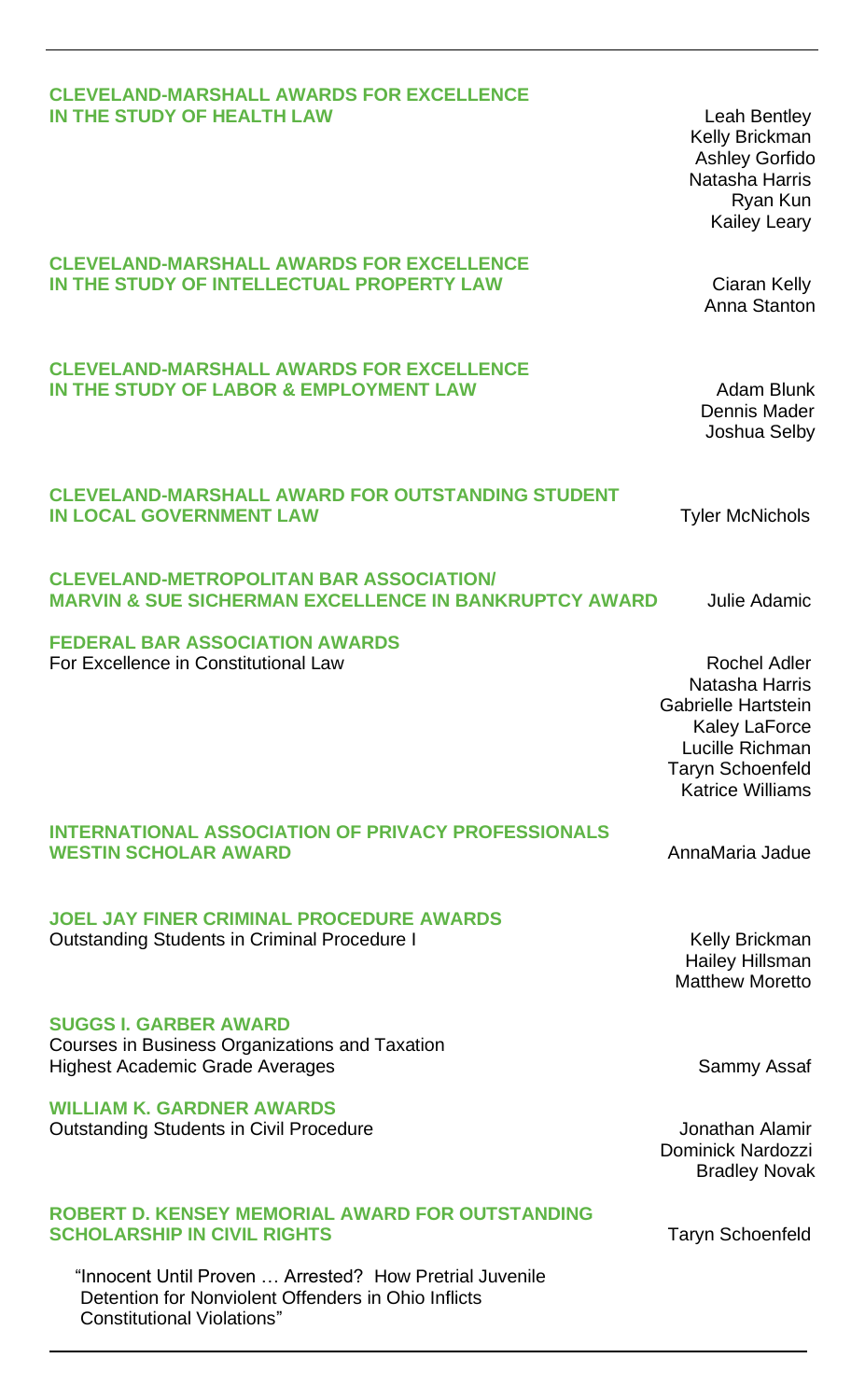**CLEVELAND-MARSHALL AWARDS FOR EXCELLENCE IN THE STUDY OF HEALTH LAW**

Leah Bentley
Kelly Brickman
Ashley Gorfido
Natasha Harris
Ryan Kun
Kailey Leary

**CLEVELAND-MARSHALL AWARDS FOR EXCELLENCE IN THE STUDY OF INTELLECTUAL PROPERTY LAW**

Ciaran Kelly
Anna Stanton

**CLEVELAND-MARSHALL AWARDS FOR EXCELLENCE IN THE STUDY OF LABOR & EMPLOYMENT LAW**

Adam Blunk
Dennis Mader
Joshua Selby

**CLEVELAND-MARSHALL AWARD FOR OUTSTANDING STUDENT IN LOCAL GOVERNMENT LAW**

Tyler McNichols

**CLEVELAND-METROPOLITAN BAR ASSOCIATION/ MARVIN & SUE SICHERMAN EXCELLENCE IN BANKRUPTCY AWARD**

Julie Adamic

**FEDERAL BAR ASSOCIATION AWARDS**

For Excellence in Constitutional Law

Rochel Adler
Natasha Harris
Gabrielle Hartstein
Kaley LaForce
Lucille Richman
Taryn Schoenfeld
Katrice Williams

**INTERNATIONAL ASSOCIATION OF PRIVACY PROFESSIONALS WESTIN SCHOLAR AWARD**

AnnaMaria Jadue

**JOEL JAY FINER CRIMINAL PROCEDURE AWARDS**

Outstanding Students in Criminal Procedure I

Kelly Brickman
Hailey Hillsman
Matthew Moretto

**SUGGS I. GARBER AWARD**

Courses in Business Organizations and Taxation
Highest Academic Grade Averages

Sammy Assaf

**WILLIAM K. GARDNER AWARDS**

Outstanding Students in Civil Procedure

Jonathan Alamir
Dominick Nardozzi
Bradley Novak

**ROBERT D. KENSEY MEMORIAL AWARD FOR OUTSTANDING SCHOLARSHIP IN CIVIL RIGHTS**

Taryn Schoenfeld

"Innocent Until Proven … Arrested? How Pretrial Juvenile Detention for Nonviolent Offenders in Ohio Inflicts Constitutional Violations"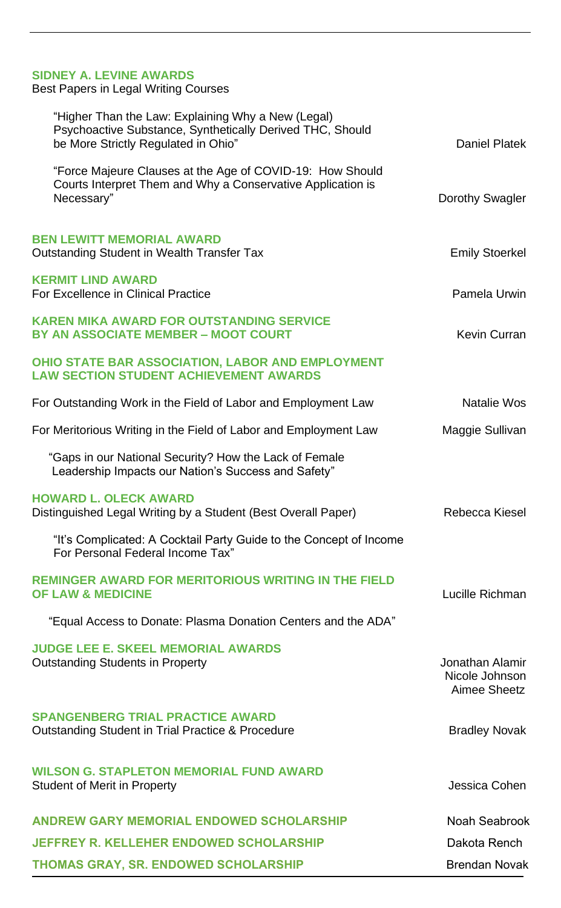### SIDNEY A. LEVINE AWARDS

Best Papers in Legal Writing Courses

“Higher Than the Law: Explaining Why a New (Legal) Psychoactive Substance, Synthetically Derived THC, Should be More Strictly Regulated in Ohio” — Daniel Platek

“Force Majeure Clauses at the Age of COVID-19: How Should Courts Interpret Them and Why a Conservative Application is Necessary” — Dorothy Swagler

### BEN LEWITT MEMORIAL AWARD

Outstanding Student in Wealth Transfer Tax — Emily Stoerkel

### KERMIT LIND AWARD

For Excellence in Clinical Practice — Pamela Urwin

### KAREN MIKA AWARD FOR OUTSTANDING SERVICE BY AN ASSOCIATE MEMBER – MOOT COURT

Kevin Curran

### OHIO STATE BAR ASSOCIATION, LABOR AND EMPLOYMENT LAW SECTION STUDENT ACHIEVEMENT AWARDS

For Outstanding Work in the Field of Labor and Employment Law — Natalie Wos

For Meritorious Writing in the Field of Labor and Employment Law — Maggie Sullivan

“Gaps in our National Security? How the Lack of Female Leadership Impacts our Nation’s Success and Safety”

### HOWARD L. OLECK AWARD

Distinguished Legal Writing by a Student (Best Overall Paper) — Rebecca Kiesel

“It’s Complicated: A Cocktail Party Guide to the Concept of Income For Personal Federal Income Tax”

### REMINGER AWARD FOR MERITORIOUS WRITING IN THE FIELD OF LAW & MEDICINE

Lucille Richman

“Equal Access to Donate: Plasma Donation Centers and the ADA”

### JUDGE LEE E. SKEEL MEMORIAL AWARDS

Outstanding Students in Property — Jonathan Alamir, Nicole Johnson, Aimee Sheetz

### SPANGENBERG TRIAL PRACTICE AWARD

Outstanding Student in Trial Practice & Procedure — Bradley Novak

### WILSON G. STAPLETON MEMORIAL FUND AWARD

Student of Merit in Property — Jessica Cohen

### ANDREW GARY MEMORIAL ENDOWED SCHOLARSHIP

Noah Seabrook

### JEFFREY R. KELLEHER ENDOWED SCHOLARSHIP

Dakota Rench

### THOMAS GRAY, SR. ENDOWED SCHOLARSHIP

Brendan Novak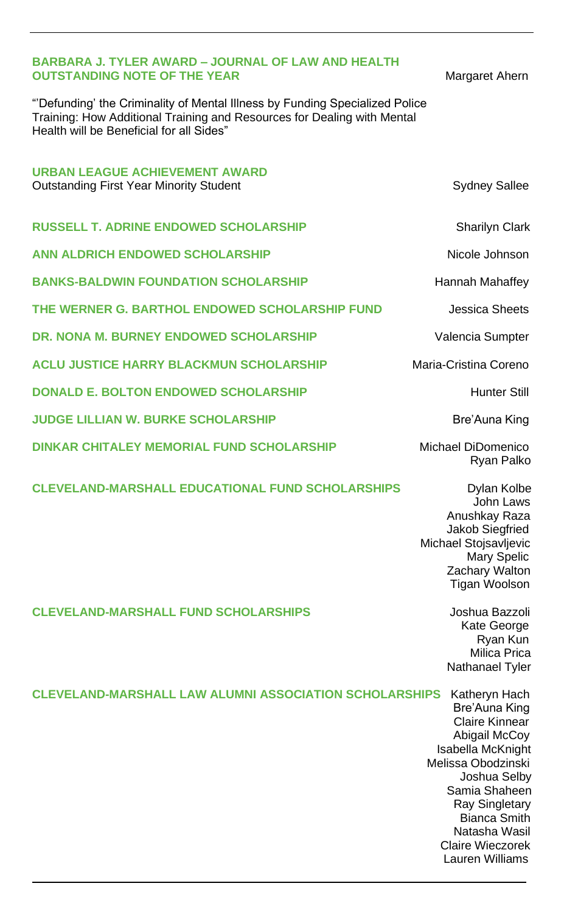**BARBARA J. TYLER AWARD – JOURNAL OF LAW AND HEALTH OUTSTANDING NOTE OF THE YEAR** — Margaret Ahern

"'Defunding' the Criminality of Mental Illness by Funding Specialized Police Training: How Additional Training and Resources for Dealing with Mental Health will be Beneficial for all Sides"

**URBAN LEAGUE ACHIEVEMENT AWARD**
Outstanding First Year Minority Student — Sydney Sallee

**RUSSELL T. ADRINE ENDOWED SCHOLARSHIP** — Sharilyn Clark

**ANN ALDRICH ENDOWED SCHOLARSHIP** — Nicole Johnson

**BANKS-BALDWIN FOUNDATION SCHOLARSHIP** — Hannah Mahaffey

**THE WERNER G. BARTHOL ENDOWED SCHOLARSHIP FUND** — Jessica Sheets

**DR. NONA M. BURNEY ENDOWED SCHOLARSHIP** — Valencia Sumpter

**ACLU JUSTICE HARRY BLACKMUN SCHOLARSHIP** — Maria-Cristina Coreno

**DONALD E. BOLTON ENDOWED SCHOLARSHIP** — Hunter Still

**JUDGE LILLIAN W. BURKE SCHOLARSHIP** — Bre'Auna King

**DINKAR CHITALEY MEMORIAL FUND SCHOLARSHIP**
- Michael DiDomenico
- Ryan Palko

**CLEVELAND-MARSHALL EDUCATIONAL FUND SCHOLARSHIPS**
- Dylan Kolbe
- John Laws
- Anushkay Raza
- Jakob Siegfried
- Michael Stojsavljevic
- Mary Spelic
- Zachary Walton
- Tigan Woolson

**CLEVELAND-MARSHALL FUND SCHOLARSHIPS**
- Joshua Bazzoli
- Kate George
- Ryan Kun
- Milica Prica
- Nathanael Tyler

**CLEVELAND-MARSHALL LAW ALUMNI ASSOCIATION SCHOLARSHIPS**
- Katheryn Hach
- Bre'Auna King
- Claire Kinnear
- Abigail McCoy
- Isabella McKnight
- Melissa Obodzinski
- Joshua Selby
- Samia Shaheen
- Ray Singletary
- Bianca Smith
- Natasha Wasil
- Claire Wieczorek
- Lauren Williams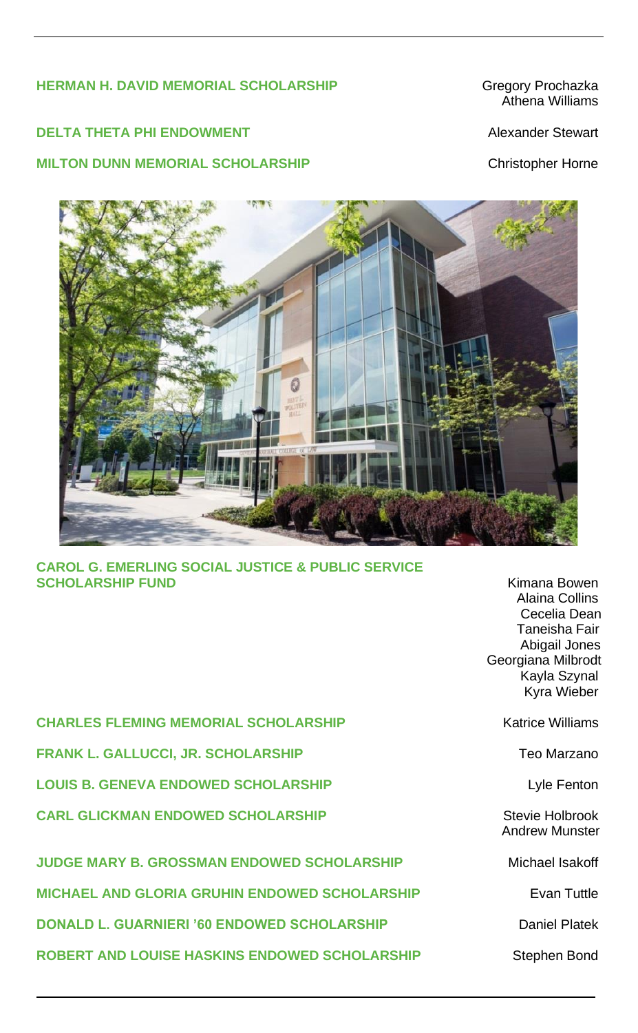**HERMAN H. DAVID MEMORIAL SCHOLARSHIP**

Gregory Prochazka
Athena Williams

**DELTA THETA PHI ENDOWMENT**

Alexander Stewart

**MILTON DUNN MEMORIAL SCHOLARSHIP**

Christopher Horne

**CAROL G. EMERLING SOCIAL JUSTICE & PUBLIC SERVICE SCHOLARSHIP FUND**

Kimana Bowen
Alaina Collins
Cecelia Dean
Taneisha Fair
Abigail Jones
Georgiana Milbrodt
Kayla Szynal
Kyra Wieber

**CHARLES FLEMING MEMORIAL SCHOLARSHIP**

Katrice Williams

**FRANK L. GALLUCCI, JR. SCHOLARSHIP**

Teo Marzano

**LOUIS B. GENEVA ENDOWED SCHOLARSHIP**

Lyle Fenton

**CARL GLICKMAN ENDOWED SCHOLARSHIP**

Stevie Holbrook
Andrew Munster

**JUDGE MARY B. GROSSMAN ENDOWED SCHOLARSHIP**

Michael Isakoff

**MICHAEL AND GLORIA GRUHIN ENDOWED SCHOLARSHIP**

Evan Tuttle

**DONALD L. GUARNIERI ’60 ENDOWED SCHOLARSHIP**

Daniel Platek

**ROBERT AND LOUISE HASKINS ENDOWED SCHOLARSHIP**

Stephen Bond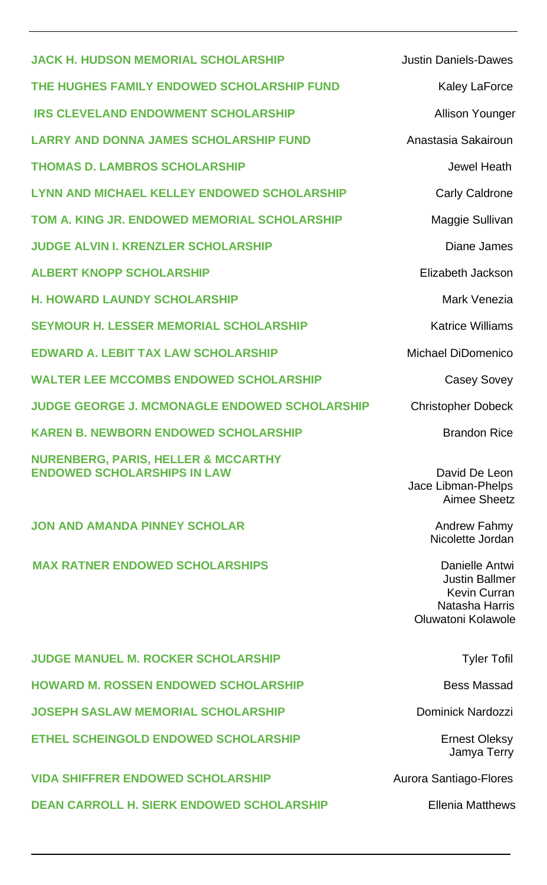| | |
|---|---|
| **JACK H. HUDSON MEMORIAL SCHOLARSHIP** | Justin Daniels-Dawes |
| **THE HUGHES FAMILY ENDOWED SCHOLARSHIP FUND** | Kaley LaForce |
| **IRS CLEVELAND ENDOWMENT SCHOLARSHIP** | Allison Younger |
| **LARRY AND DONNA JAMES SCHOLARSHIP FUND** | Anastasia Sakairoun |
| **THOMAS D. LAMBROS SCHOLARSHIP** | Jewel Heath |
| **LYNN AND MICHAEL KELLEY ENDOWED SCHOLARSHIP** | Carly Caldrone |
| **TOM A. KING JR. ENDOWED MEMORIAL SCHOLARSHIP** | Maggie Sullivan |
| **JUDGE ALVIN I. KRENZLER SCHOLARSHIP** | Diane James |
| **ALBERT KNOPP SCHOLARSHIP** | Elizabeth Jackson |
| **H. HOWARD LAUNDY SCHOLARSHIP** | Mark Venezia |
| **SEYMOUR H. LESSER MEMORIAL SCHOLARSHIP** | Katrice Williams |
| **EDWARD A. LEBIT TAX LAW SCHOLARSHIP** | Michael DiDomenico |
| **WALTER LEE MCCOMBS ENDOWED SCHOLARSHIP** | Casey Sovey |
| **JUDGE GEORGE J. MCMONAGLE ENDOWED SCHOLARSHIP** | Christopher Dobeck |
| **KAREN B. NEWBORN ENDOWED SCHOLARSHIP** | Brandon Rice |
| **NURENBERG, PARIS, HELLER & MCCARTHY ENDOWED SCHOLARSHIPS IN LAW** | David De Leon<br>Jace Libman-Phelps<br>Aimee Sheetz |
| **JON AND AMANDA PINNEY SCHOLAR** | Andrew Fahmy<br>Nicolette Jordan |
| **MAX RATNER ENDOWED SCHOLARSHIPS** | Danielle Antwi<br>Justin Ballmer<br>Kevin Curran<br>Natasha Harris<br>Oluwatoni Kolawole |
| **JUDGE MANUEL M. ROCKER SCHOLARSHIP** | Tyler Tofil |
| **HOWARD M. ROSSEN ENDOWED SCHOLARSHIP** | Bess Massad |
| **JOSEPH SASLAW MEMORIAL SCHOLARSHIP** | Dominick Nardozzi |
| **ETHEL SCHEINGOLD ENDOWED SCHOLARSHIP** | Ernest Oleksy<br>Jamya Terry |
| **VIDA SHIFFRER ENDOWED SCHOLARSHIP** | Aurora Santiago-Flores |
| **DEAN CARROLL H. SIERK ENDOWED SCHOLARSHIP** | Ellenia Matthews |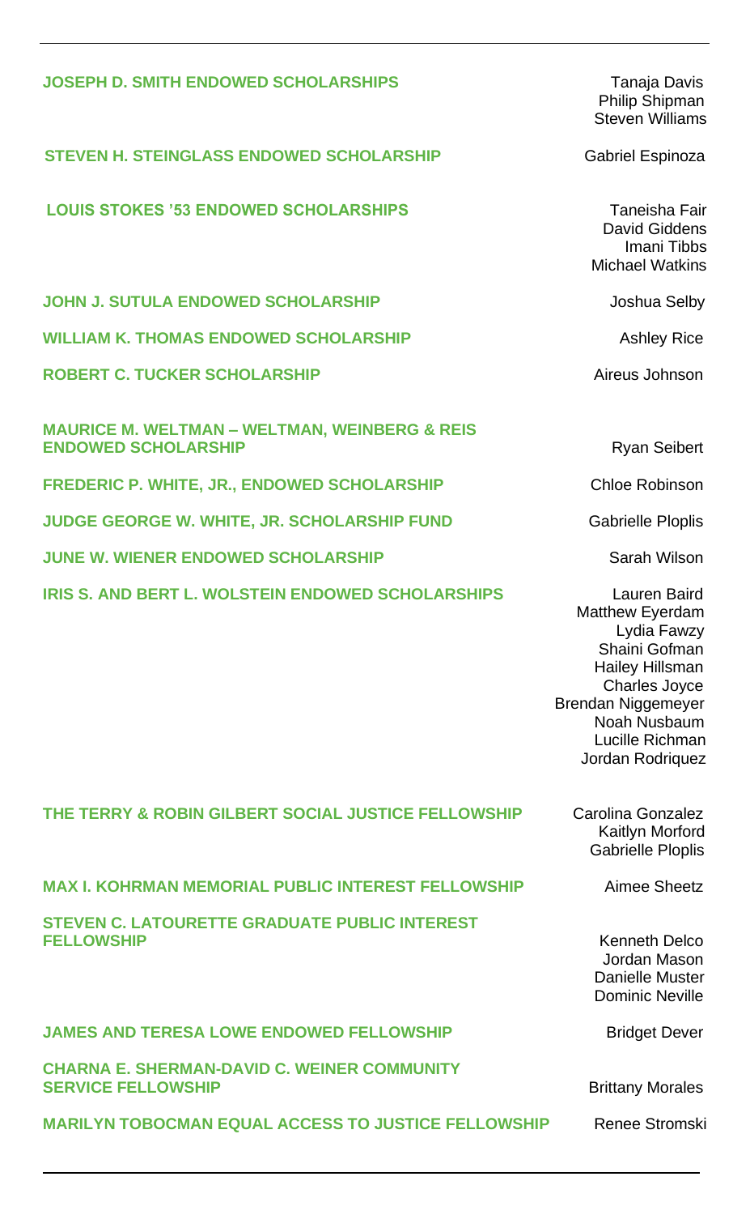| | |
|---|---|
| **JOSEPH D. SMITH ENDOWED SCHOLARSHIPS** | Tanaja Davis<br>Philip Shipman<br>Steven Williams |
| **STEVEN H. STEINGLASS ENDOWED SCHOLARSHIP** | Gabriel Espinoza |
| **LOUIS STOKES '53 ENDOWED SCHOLARSHIPS** | Taneisha Fair<br>David Giddens<br>Imani Tibbs<br>Michael Watkins |
| **JOHN J. SUTULA ENDOWED SCHOLARSHIP** | Joshua Selby |
| **WILLIAM K. THOMAS ENDOWED SCHOLARSHIP** | Ashley Rice |
| **ROBERT C. TUCKER SCHOLARSHIP** | Aireus Johnson |
| **MAURICE M. WELTMAN – WELTMAN, WEINBERG & REIS ENDOWED SCHOLARSHIP** | Ryan Seibert |
| **FREDERIC P. WHITE, JR., ENDOWED SCHOLARSHIP** | Chloe Robinson |
| **JUDGE GEORGE W. WHITE, JR. SCHOLARSHIP FUND** | Gabrielle Ploplis |
| **JUNE W. WIENER ENDOWED SCHOLARSHIP** | Sarah Wilson |
| **IRIS S. AND BERT L. WOLSTEIN ENDOWED SCHOLARSHIPS** | Lauren Baird<br>Matthew Eyerdam<br>Lydia Fawzy<br>Shaini Gofman<br>Hailey Hillsman<br>Charles Joyce<br>Brendan Niggemeyer<br>Noah Nusbaum<br>Lucille Richman<br>Jordan Rodriquez |
| **THE TERRY & ROBIN GILBERT SOCIAL JUSTICE FELLOWSHIP** | Carolina Gonzalez<br>Kaitlyn Morford<br>Gabrielle Ploplis |
| **MAX I. KOHRMAN MEMORIAL PUBLIC INTEREST FELLOWSHIP** | Aimee Sheetz |
| **STEVEN C. LATOURETTE GRADUATE PUBLIC INTEREST FELLOWSHIP** | Kenneth Delco<br>Jordan Mason<br>Danielle Muster<br>Dominic Neville |
| **JAMES AND TERESA LOWE ENDOWED FELLOWSHIP** | Bridget Dever |
| **CHARNA E. SHERMAN-DAVID C. WEINER COMMUNITY SERVICE FELLOWSHIP** | Brittany Morales |
| **MARILYN TOBOCMAN EQUAL ACCESS TO JUSTICE FELLOWSHIP** | Renee Stromski |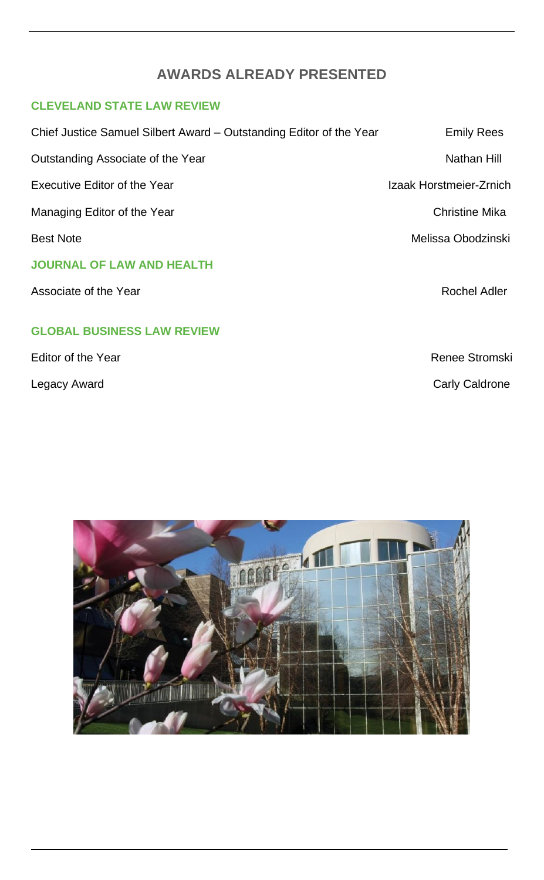## AWARDS ALREADY PRESENTED

### CLEVELAND STATE LAW REVIEW

| | |
|---|---|
| Chief Justice Samuel Silbert Award – Outstanding Editor of the Year | Emily Rees |
| Outstanding Associate of the Year | Nathan Hill |
| Executive Editor of the Year | Izaak Horstmeier-Zrnich |
| Managing Editor of the Year | Christine Mika |
| Best Note | Melissa Obodzinski |

### JOURNAL OF LAW AND HEALTH

| | |
|---|---|
| Associate of the Year | Rochel Adler |

### GLOBAL BUSINESS LAW REVIEW

| | |
|---|---|
| Editor of the Year | Renee Stromski |
| Legacy Award | Carly Caldrone |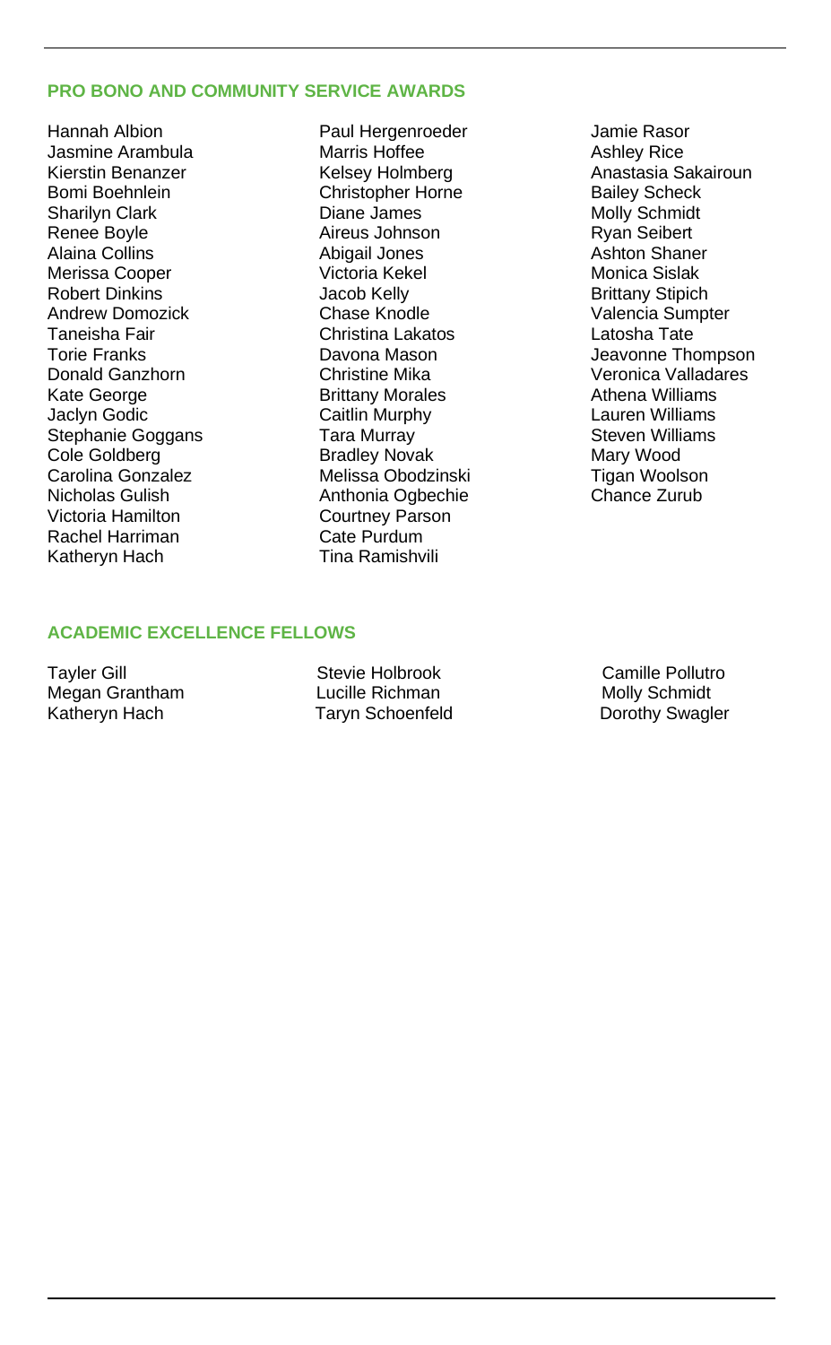## PRO BONO AND COMMUNITY SERVICE AWARDS

Hannah Albion
Jasmine Arambula
Kierstin Benanzer
Bomi Boehnlein
Sharilyn Clark
Renee Boyle
Alaina Collins
Merissa Cooper
Robert Dinkins
Andrew Domozick
Taneisha Fair
Torie Franks
Donald Ganzhorn
Kate George
Jaclyn Godic
Stephanie Goggans
Cole Goldberg
Carolina Gonzalez
Nicholas Gulish
Victoria Hamilton
Rachel Harriman
Katheryn Hach
Paul Hergenroeder
Marris Hoffee
Kelsey Holmberg
Christopher Horne
Diane James
Aireus Johnson
Abigail Jones
Victoria Kekel
Jacob Kelly
Chase Knodle
Christina Lakatos
Davona Mason
Christine Mika
Brittany Morales
Caitlin Murphy
Tara Murray
Bradley Novak
Melissa Obodzinski
Anthonia Ogbechie
Courtney Parson
Cate Purdum
Tina Ramishvili
Jamie Rasor
Ashley Rice
Anastasia Sakairoun
Bailey Scheck
Molly Schmidt
Ryan Seibert
Ashton Shaner
Monica Sislak
Brittany Stipich
Valencia Sumpter
Latosha Tate
Jeavonne Thompson
Veronica Valladares
Athena Williams
Lauren Williams
Steven Williams
Mary Wood
Tigan Woolson
Chance Zurub

## ACADEMIC EXCELLENCE FELLOWS

Tayler Gill
Megan Grantham
Katheryn Hach
Stevie Holbrook
Lucille Richman
Taryn Schoenfeld
Camille Pollutro
Molly Schmidt
Dorothy Swagler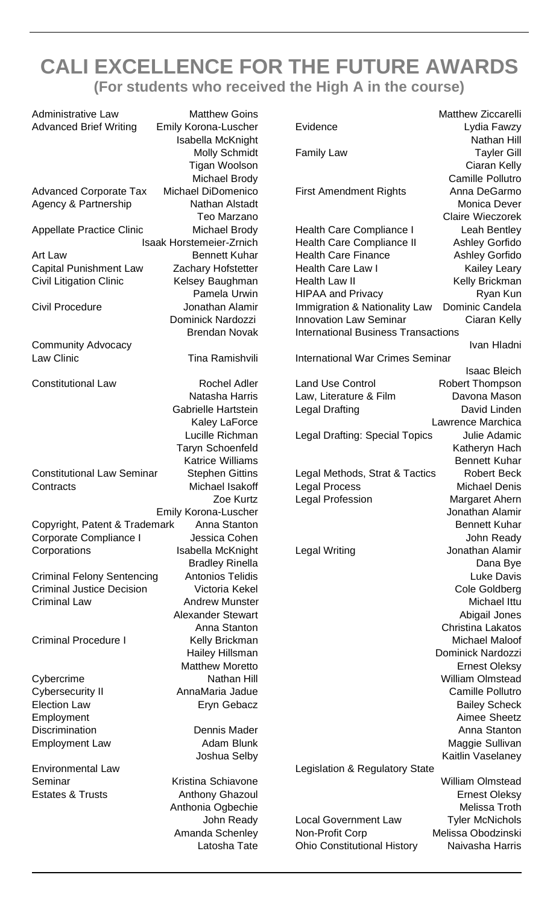# CALI EXCELLENCE FOR THE FUTURE AWARDS

**(For students who received the High A in the course)**

| | |
|---|---|
| Administrative Law | Matthew Goins |
| Advanced Brief Writing | Emily Korona-Luscher |
| | Isabella McKnight |
| | Molly Schmidt |
| | Tigan Woolson |
| | Michael Brody |
| Advanced Corporate Tax | Michael DiDomenico |
| Agency & Partnership | Nathan Alstadt |
| | Teo Marzano |
| Appellate Practice Clinic | Michael Brody |
| | Isaak Horstemeier-Zrnich |
| Art Law | Bennett Kuhar |
| Capital Punishment Law | Zachary Hofstetter |
| Civil Litigation Clinic | Kelsey Baughman |
| | Pamela Urwin |
| Civil Procedure | Jonathan Alamir |
| | Dominick Nardozzi |
| | Brendan Novak |
| Community Advocacy Law Clinic | Tina Ramishvili |
| Constitutional Law | Rochel Adler |
| | Natasha Harris |
| | Gabrielle Hartstein |
| | Kaley LaForce |
| | Lucille Richman |
| | Taryn Schoenfeld |
| | Katrice Williams |
| Constitutional Law Seminar | Stephen Gittins |
| Contracts | Michael Isakoff |
| | Zoe Kurtz |
| | Emily Korona-Luscher |
| Copyright, Patent & Trademark | Anna Stanton |
| Corporate Compliance I | Jessica Cohen |
| Corporations | Isabella McKnight |
| | Bradley Rinella |
| Criminal Felony Sentencing | Antonios Telidis |
| Criminal Justice Decision | Victoria Kekel |
| Criminal Law | Andrew Munster |
| | Alexander Stewart |
| | Anna Stanton |
| Criminal Procedure I | Kelly Brickman |
| | Hailey Hillsman |
| | Matthew Moretto |
| Cybercrime | Nathan Hill |
| Cybersecurity II | AnnaMaria Jadue |
| Election Law | Eryn Gebacz |
| Employment Discrimination | Dennis Mader |
| Employment Law | Adam Blunk |
| | Joshua Selby |
| Environmental Law Seminar | Kristina Schiavone |
| Estates & Trusts | Anthony Ghazoul |
| | Anthonia Ogbechie |
| | John Ready |
| | Amanda Schenley |
| | Latosha Tate |
| | Matthew Ziccarelli |
| Evidence | Lydia Fawzy |
| | Nathan Hill |
| Family Law | Tayler Gill |
| | Ciaran Kelly |
| | Camille Pollutro |
| First Amendment Rights | Anna DeGarmo |
| | Monica Dever |
| | Claire Wieczorek |
| Health Care Compliance I | Leah Bentley |
| Health Care Compliance II | Ashley Gorfido |
| Health Care Finance | Ashley Gorfido |
| Health Care Law I | Kailey Leary |
| Health Law II | Kelly Brickman |
| HIPAA and Privacy | Ryan Kun |
| Immigration & Nationality Law | Dominic Candela |
| Innovation Law Seminar | Ciaran Kelly |
| International Business Transactions | Ivan Hladni |
| International War Crimes Seminar | Isaac Bleich |
| Land Use Control | Robert Thompson |
| Law, Literature & Film | Davona Mason |
| Legal Drafting | David Linden |
| | Lawrence Marchica |
| Legal Drafting: Special Topics | Julie Adamic |
| | Katheryn Hach |
| | Bennett Kuhar |
| Legal Methods, Strat & Tactics | Robert Beck |
| Legal Process | Michael Denis |
| Legal Profession | Margaret Ahern |
| | Jonathan Alamir |
| | Bennett Kuhar |
| | John Ready |
| Legal Writing | Jonathan Alamir |
| | Dana Bye |
| | Luke Davis |
| | Cole Goldberg |
| | Michael Ittu |
| | Abigail Jones |
| | Christina Lakatos |
| | Michael Maloof |
| | Dominick Nardozzi |
| | Ernest Oleksy |
| | William Olmstead |
| | Camille Pollutro |
| | Bailey Scheck |
| | Aimee Sheetz |
| | Anna Stanton |
| | Maggie Sullivan |
| | Kaitlin Vaselaney |
| Legislation & Regulatory State | William Olmstead |
| | Ernest Oleksy |
| | Melissa Troth |
| Local Government Law | Tyler McNichols |
| Non-Profit Corp | Melissa Obodzinski |
| Ohio Constitutional History | Naivasha Harris |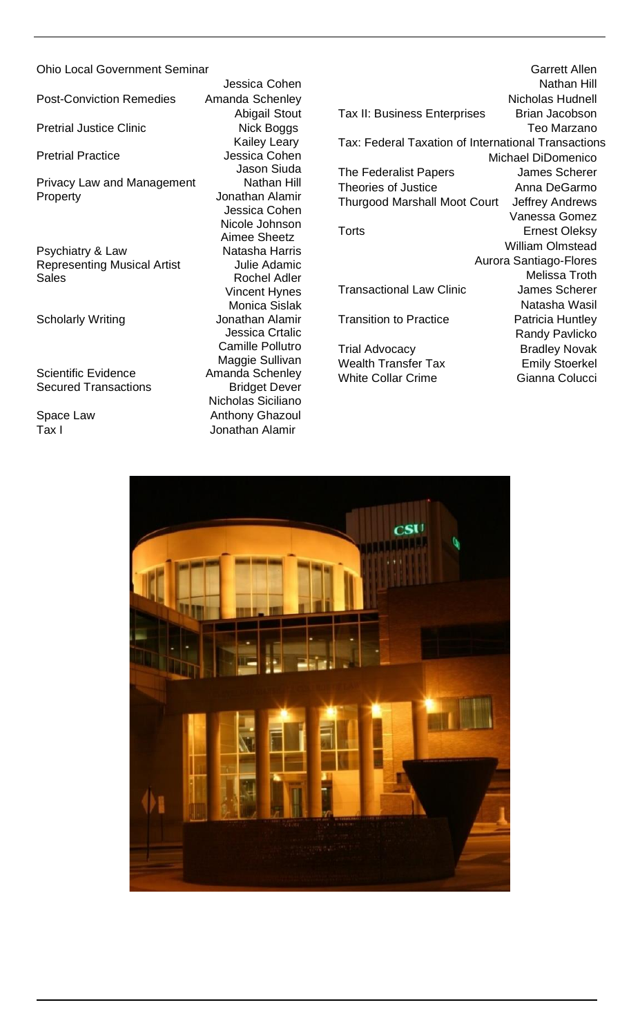| | |
|---|---|
| Ohio Local Government Seminar | |
| | Jessica Cohen |
| Post-Conviction Remedies | Amanda Schenley |
| | Abigail Stout |
| Pretrial Justice Clinic | Nick Boggs |
| | Kailey Leary |
| Pretrial Practice | Jessica Cohen |
| | Jason Siuda |
| Privacy Law and Management | Nathan Hill |
| Property | Jonathan Alamir |
| | Jessica Cohen |
| | Nicole Johnson |
| | Aimee Sheetz |
| Psychiatry & Law | Natasha Harris |
| Representing Musical Artist | Julie Adamic |
| Sales | Rochel Adler |
| | Vincent Hynes |
| | Monica Sislak |
| Scholarly Writing | Jonathan Alamir |
| | Jessica Crtalic |
| | Camille Pollutro |
| | Maggie Sullivan |
| Scientific Evidence | Amanda Schenley |
| Secured Transactions | Bridget Dever |
| | Nicholas Siciliano |
| Space Law | Anthony Ghazoul |
| Tax I | Jonathan Alamir |
| | Garrett Allen |
| | Nathan Hill |
| | Nicholas Hudnell |
| Tax II: Business Enterprises | Brian Jacobson |
| | Teo Marzano |
| Tax: Federal Taxation of International Transactions | |
| | Michael DiDomenico |
| The Federalist Papers | James Scherer |
| Theories of Justice | Anna DeGarmo |
| Thurgood Marshall Moot Court | Jeffrey Andrews |
| | Vanessa Gomez |
| Torts | Ernest Oleksy |
| | William Olmstead |
| | Aurora Santiago-Flores |
| | Melissa Troth |
| Transactional Law Clinic | James Scherer |
| | Natasha Wasil |
| Transition to Practice | Patricia Huntley |
| | Randy Pavlicko |
| Trial Advocacy | Bradley Novak |
| Wealth Transfer Tax | Emily Stoerkel |
| White Collar Crime | Gianna Colucci |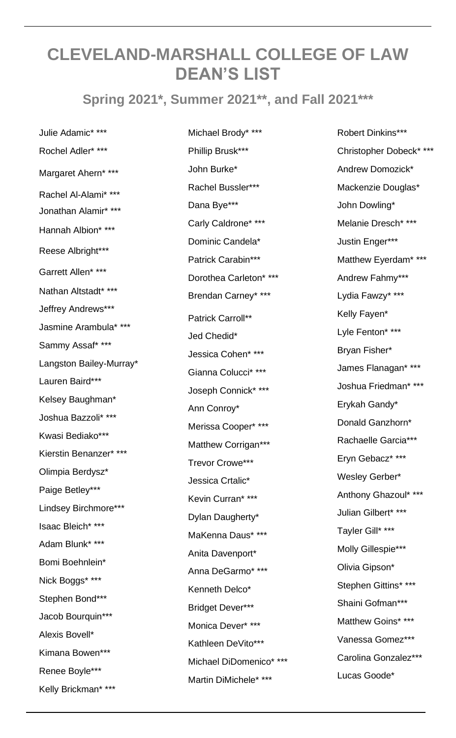# CLEVELAND-MARSHALL COLLEGE OF LAW DEAN'S LIST

## Spring 2021*, Summer 2021**, and Fall 2021***

Julie Adamic* ***
Rochel Adler* ***
Margaret Ahern* ***
Rachel Al-Alami* ***
Jonathan Alamir* ***
Hannah Albion* ***
Reese Albright***
Garrett Allen* ***
Nathan Altstadt* ***
Jeffrey Andrews***
Jasmine Arambula* ***
Sammy Assaf* ***
Langston Bailey-Murray*
Lauren Baird***
Kelsey Baughman*
Joshua Bazzoli* ***
Kwasi Bediako***
Kierstin Benanzer* ***
Olimpia Berdysz*
Paige Betley***
Lindsey Birchmore***
Isaac Bleich* ***
Adam Blunk* ***
Bomi Boehnlein*
Nick Boggs* ***
Stephen Bond***
Jacob Bourquin***
Alexis Bovell*
Kimana Bowen***
Renee Boyle***
Kelly Brickman* ***
Michael Brody* ***
Phillip Brusk***
John Burke*
Rachel Bussler***
Dana Bye***
Carly Caldrone* ***
Dominic Candela*
Patrick Carabin***
Dorothea Carleton* ***
Brendan Carney* ***
Patrick Carroll**
Jed Chedid*
Jessica Cohen* ***
Gianna Colucci* ***
Joseph Connick* ***
Ann Conroy*
Merissa Cooper* ***
Matthew Corrigan***
Trevor Crowe***
Jessica Crtalic*
Kevin Curran* ***
Dylan Daugherty*
MaKenna Daus* ***
Anita Davenport*
Anna DeGarmo* ***
Kenneth Delco*
Bridget Dever***
Monica Dever* ***
Kathleen DeVito***
Michael DiDomenico* ***
Martin DiMichele* ***
Robert Dinkins***
Christopher Dobeck* ***
Andrew Domozick*
Mackenzie Douglas*
John Dowling*
Melanie Dresch* ***
Justin Enger***
Matthew Eyerdam* ***
Andrew Fahmy***
Lydia Fawzy* ***
Kelly Fayen*
Lyle Fenton* ***
Bryan Fisher*
James Flanagan* ***
Joshua Friedman* ***
Erykah Gandy*
Donald Ganzhorn*
Rachaelle Garcia***
Eryn Gebacz* ***
Wesley Gerber*
Anthony Ghazoul* ***
Julian Gilbert* ***
Tayler Gill* ***
Molly Gillespie***
Olivia Gipson*
Stephen Gittins* ***
Shaini Gofman***
Matthew Goins* ***
Vanessa Gomez***
Carolina Gonzalez***
Lucas Goode*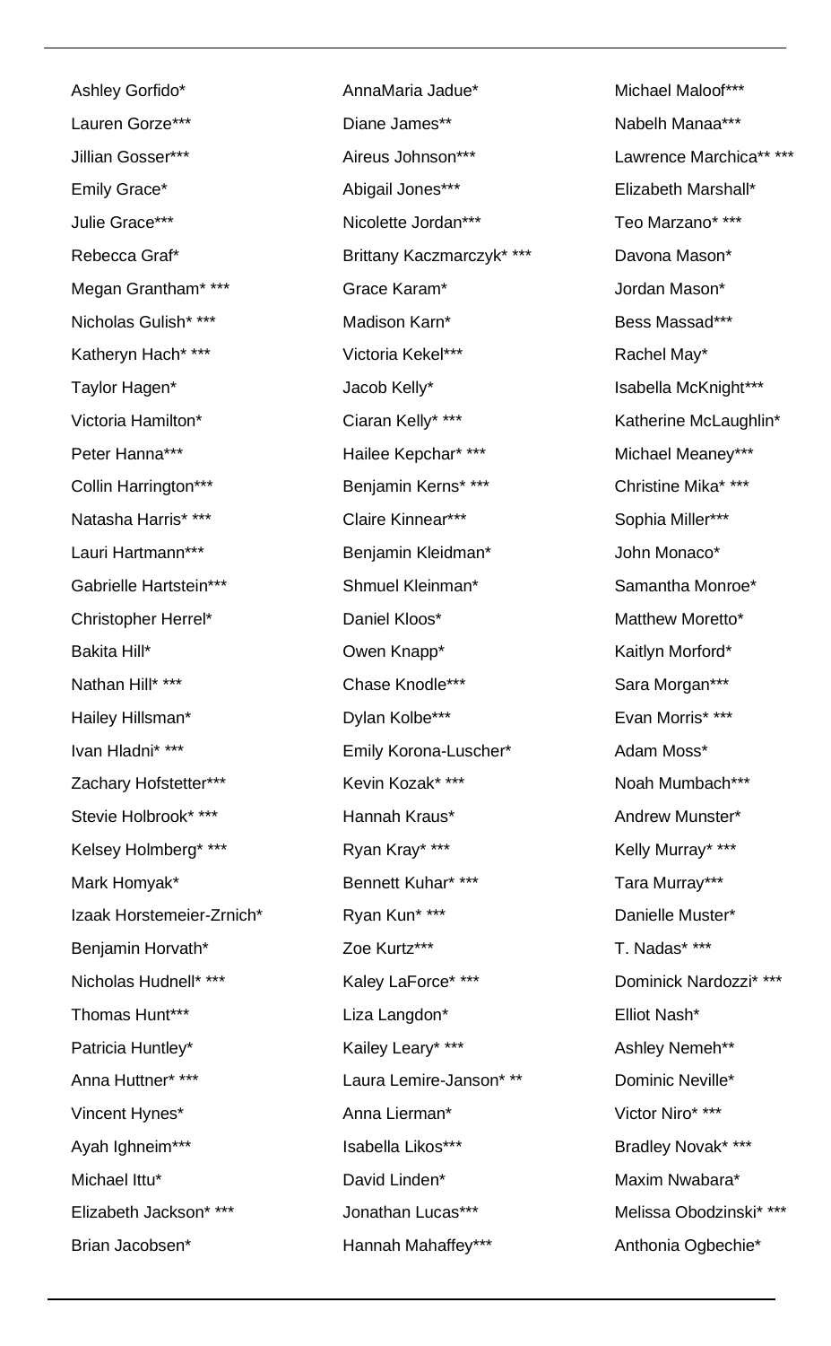Ashley Gorfido*
Lauren Gorze***
Jillian Gosser***
Emily Grace*
Julie Grace***
Rebecca Graf*
Megan Grantham* ***
Nicholas Gulish* ***
Katheryn Hach* ***
Taylor Hagen*
Victoria Hamilton*
Peter Hanna***
Collin Harrington***
Natasha Harris* ***
Lauri Hartmann***
Gabrielle Hartstein***
Christopher Herrel*
Bakita Hill*
Nathan Hill* ***
Hailey Hillsman*
Ivan Hladni* ***
Zachary Hofstetter***
Stevie Holbrook* ***
Kelsey Holmberg* ***
Mark Homyak*
Izaak Horstemeier-Zrnich*
Benjamin Horvath*
Nicholas Hudnell* ***
Thomas Hunt***
Patricia Huntley*
Anna Huttner* ***
Vincent Hynes*
Ayah Ighneim***
Michael Ittu*
Elizabeth Jackson* ***
Brian Jacobsen*
AnnaMaria Jadue*
Diane James**
Aireus Johnson***
Abigail Jones***
Nicolette Jordan***
Brittany Kaczmarczyk* ***
Grace Karam*
Madison Karn*
Victoria Kekel***
Jacob Kelly*
Ciaran Kelly* ***
Hailee Kepchar* ***
Benjamin Kerns* ***
Claire Kinnear***
Benjamin Kleidman*
Shmuel Kleinman*
Daniel Kloos*
Owen Knapp*
Chase Knodle***
Dylan Kolbe***
Emily Korona-Luscher*
Kevin Kozak* ***
Hannah Kraus*
Ryan Kray* ***
Bennett Kuhar* ***
Ryan Kun* ***
Zoe Kurtz***
Kaley LaForce* ***
Liza Langdon*
Kailey Leary* ***
Laura Lemire-Janson* **
Anna Lierman*
Isabella Likos***
David Linden*
Jonathan Lucas***
Hannah Mahaffey***
Michael Maloof***
Nabelh Manaa***
Lawrence Marchica** ***
Elizabeth Marshall*
Teo Marzano* ***
Davona Mason*
Jordan Mason*
Bess Massad***
Rachel May*
Isabella McKnight***
Katherine McLaughlin*
Michael Meaney***
Christine Mika* ***
Sophia Miller***
John Monaco*
Samantha Monroe*
Matthew Moretto*
Kaitlyn Morford*
Sara Morgan***
Evan Morris* ***
Adam Moss*
Noah Mumbach***
Andrew Munster*
Kelly Murray* ***
Tara Murray***
Danielle Muster*
T. Nadas* ***
Dominick Nardozzi* ***
Elliot Nash*
Ashley Nemeh**
Dominic Neville*
Victor Niro* ***
Bradley Novak* ***
Maxim Nwabara*
Melissa Obodzinski* ***
Anthonia Ogbechie*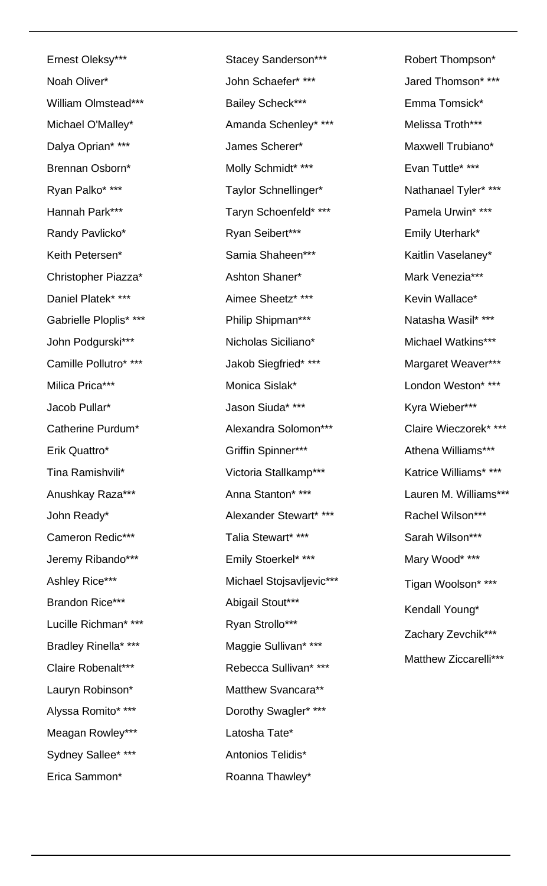Ernest Oleksy***

Noah Oliver*

William Olmstead***

Michael O'Malley*

Dalya Oprian* ***

Brennan Osborn*

Ryan Palko* ***

Hannah Park***

Randy Pavlicko*

Keith Petersen*

Christopher Piazza*

Daniel Platek* ***

Gabrielle Ploplis* ***

John Podgurski***

Camille Pollutro* ***

Milica Price***

Jacob Pullar*

Catherine Purdum*

Erik Quattro*

Tina Ramishvili*

Anushkay Raza***

John Ready*

Cameron Redic***

Jeremy Ribando***

Ashley Rice***

Brandon Rice***

Lucille Richman* ***

Bradley Rinella* ***

Claire Robenalt***

Lauryn Robinson*

Alyssa Romito* ***

Meagan Rowley***

Sydney Sallee* ***

Erica Sammon*

Stacey Sanderson***

John Schaefer* ***

Bailey Scheck***

Amanda Schenley* ***

James Scherer*

Molly Schmidt* ***

Taylor Schnellinger*

Taryn Schoenfeld* ***

Ryan Seibert***

Samia Shaheen***

Ashton Shaner*

Aimee Sheetz* ***

Philip Shipman***

Nicholas Siciliano*

Jakob Siegfried* ***

Monica Sislak*

Jason Siuda* ***

Alexandra Solomon***

Griffin Spinner***

Victoria Stallkamp***

Anna Stanton* ***

Alexander Stewart* ***

Talia Stewart* ***

Emily Stoerkel* ***

Michael Stojsavljevic***

Abigail Stout***

Ryan Strollo***

Maggie Sullivan* ***

Rebecca Sullivan* ***

Matthew Svancara**

Dorothy Swagler* ***

Latosha Tate*

Antonios Telidis*

Roanna Thawley*

Robert Thompson*

Jared Thomson* ***

Emma Tomsick*

Melissa Troth***

Maxwell Trubiano*

Evan Tuttle* ***

Nathanael Tyler* ***

Pamela Urwin* ***

Emily Uterhark*

Kaitlin Vaselaney*

Mark Venezia***

Kevin Wallace*

Natasha Wasil* ***

Michael Watkins***

Margaret Weaver***

London Weston* ***

Kyra Wieber***

Claire Wieczorek* ***

Athena Williams***

Katrice Williams* ***

Lauren M. Williams***

Rachel Wilson***

Sarah Wilson***

Mary Wood* ***

Tigan Woolson* ***

Kendall Young*

Zachary Zevchik***

Matthew Ziccarelli***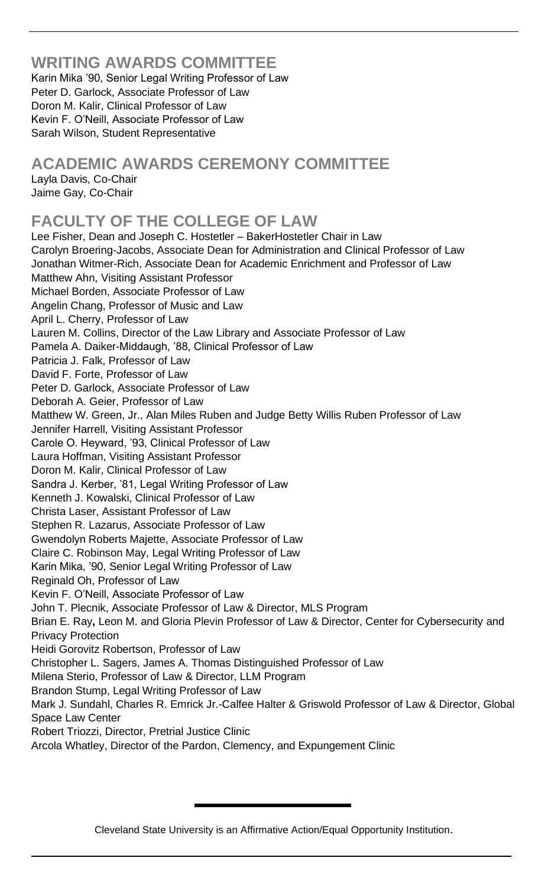## WRITING AWARDS COMMITTEE

Karin Mika '90, Senior Legal Writing Professor of Law
Peter D. Garlock, Associate Professor of Law
Doron M. Kalir, Clinical Professor of Law
Kevin F. O'Neill, Associate Professor of Law
Sarah Wilson, Student Representative

## ACADEMIC AWARDS CEREMONY COMMITTEE

Layla Davis, Co-Chair
Jaime Gay, Co-Chair

## FACULTY OF THE COLLEGE OF LAW

Lee Fisher, Dean and Joseph C. Hostetler – BakerHostetler Chair in Law
Carolyn Broering-Jacobs, Associate Dean for Administration and Clinical Professor of Law
Jonathan Witmer-Rich, Associate Dean for Academic Enrichment and Professor of Law
Matthew Ahn, Visiting Assistant Professor
Michael Borden, Associate Professor of Law
Angelin Chang, Professor of Music and Law
April L. Cherry, Professor of Law
Lauren M. Collins, Director of the Law Library and Associate Professor of Law
Pamela A. Daiker-Middaugh, '88, Clinical Professor of Law
Patricia J. Falk, Professor of Law
David F. Forte, Professor of Law
Peter D. Garlock, Associate Professor of Law
Deborah A. Geier, Professor of Law
Matthew W. Green, Jr., Alan Miles Ruben and Judge Betty Willis Ruben Professor of Law
Jennifer Harrell, Visiting Assistant Professor
Carole O. Heyward, '93, Clinical Professor of Law
Laura Hoffman, Visiting Assistant Professor
Doron M. Kalir, Clinical Professor of Law
Sandra J. Kerber, '81, Legal Writing Professor of Law
Kenneth J. Kowalski, Clinical Professor of Law
Christa Laser, Assistant Professor of Law
Stephen R. Lazarus, Associate Professor of Law
Gwendolyn Roberts Majette, Associate Professor of Law
Claire C. Robinson May, Legal Writing Professor of Law
Karin Mika, '90, Senior Legal Writing Professor of Law
Reginald Oh, Professor of Law
Kevin F. O'Neill, Associate Professor of Law
John T. Plecnik, Associate Professor of Law & Director, MLS Program
Brian E. Ray, Leon M. and Gloria Plevin Professor of Law & Director, Center for Cybersecurity and Privacy Protection
Heidi Gorovitz Robertson, Professor of Law
Christopher L. Sagers, James A. Thomas Distinguished Professor of Law
Milena Sterio, Professor of Law & Director, LLM Program
Brandon Stump, Legal Writing Professor of Law
Mark J. Sundahl, Charles R. Emrick Jr.-Calfee Halter & Griswold Professor of Law & Director, Global Space Law Center
Robert Triozzi, Director, Pretrial Justice Clinic
Arcola Whatley, Director of the Pardon, Clemency, and Expungement Clinic

Cleveland State University is an Affirmative Action/Equal Opportunity Institution.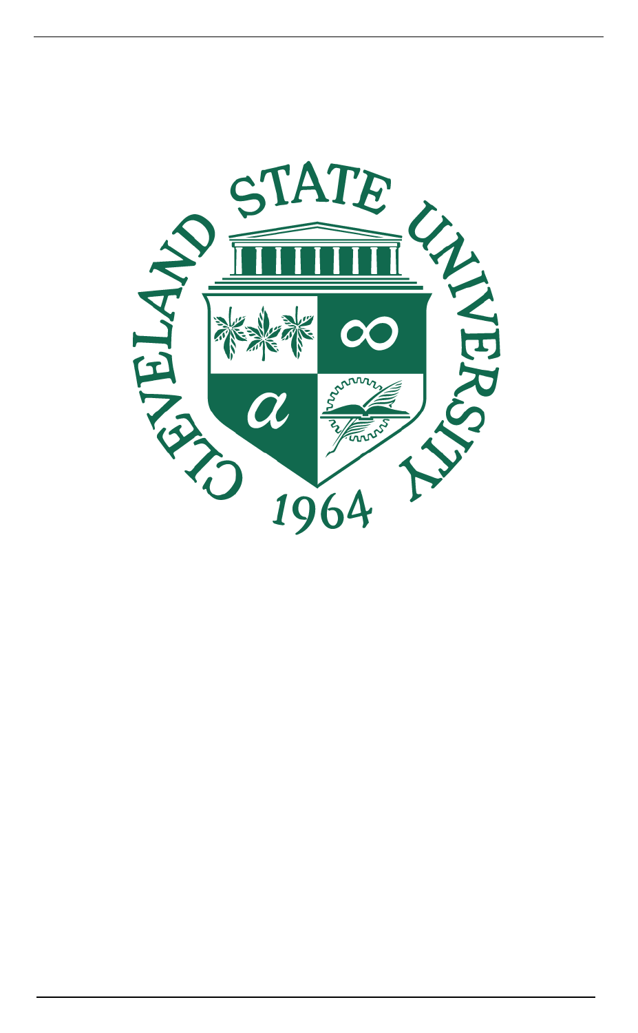CLEVELAND STATE UNIVERSITY

1964